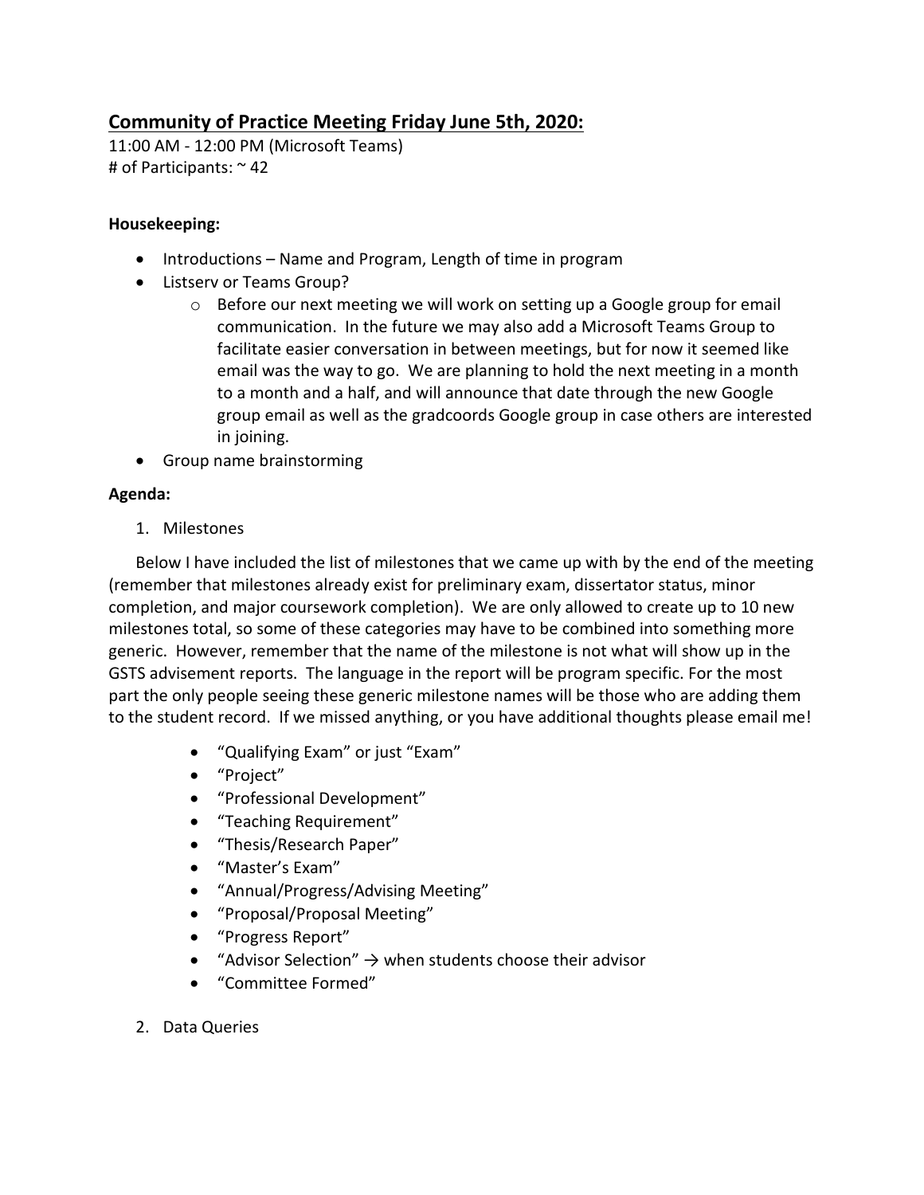## Community of Practice Meeting Friday June 5th, 2020:

11:00 AM - 12:00 PM (Microsoft Teams)
# of Participants: ~ 42

**Housekeeping:**

- Introductions – Name and Program, Length of time in program
- Listserv or Teams Group?
  - Before our next meeting we will work on setting up a Google group for email communication. In the future we may also add a Microsoft Teams Group to facilitate easier conversation in between meetings, but for now it seemed like email was the way to go. We are planning to hold the next meeting in a month to a month and a half, and will announce that date through the new Google group email as well as the gradcoords Google group in case others are interested in joining.
- Group name brainstorming

**Agenda:**

1. Milestones

Below I have included the list of milestones that we came up with by the end of the meeting (remember that milestones already exist for preliminary exam, dissertator status, minor completion, and major coursework completion). We are only allowed to create up to 10 new milestones total, so some of these categories may have to be combined into something more generic. However, remember that the name of the milestone is not what will show up in the GSTS advisement reports. The language in the report will be program specific. For the most part the only people seeing these generic milestone names will be those who are adding them to the student record. If we missed anything, or you have additional thoughts please email me!

- "Qualifying Exam" or just "Exam"
- "Project"
- "Professional Development"
- "Teaching Requirement"
- "Thesis/Research Paper"
- "Master's Exam"
- "Annual/Progress/Advising Meeting"
- "Proposal/Proposal Meeting"
- "Progress Report"
- "Advisor Selection" → when students choose their advisor
- "Committee Formed"

2. Data Queries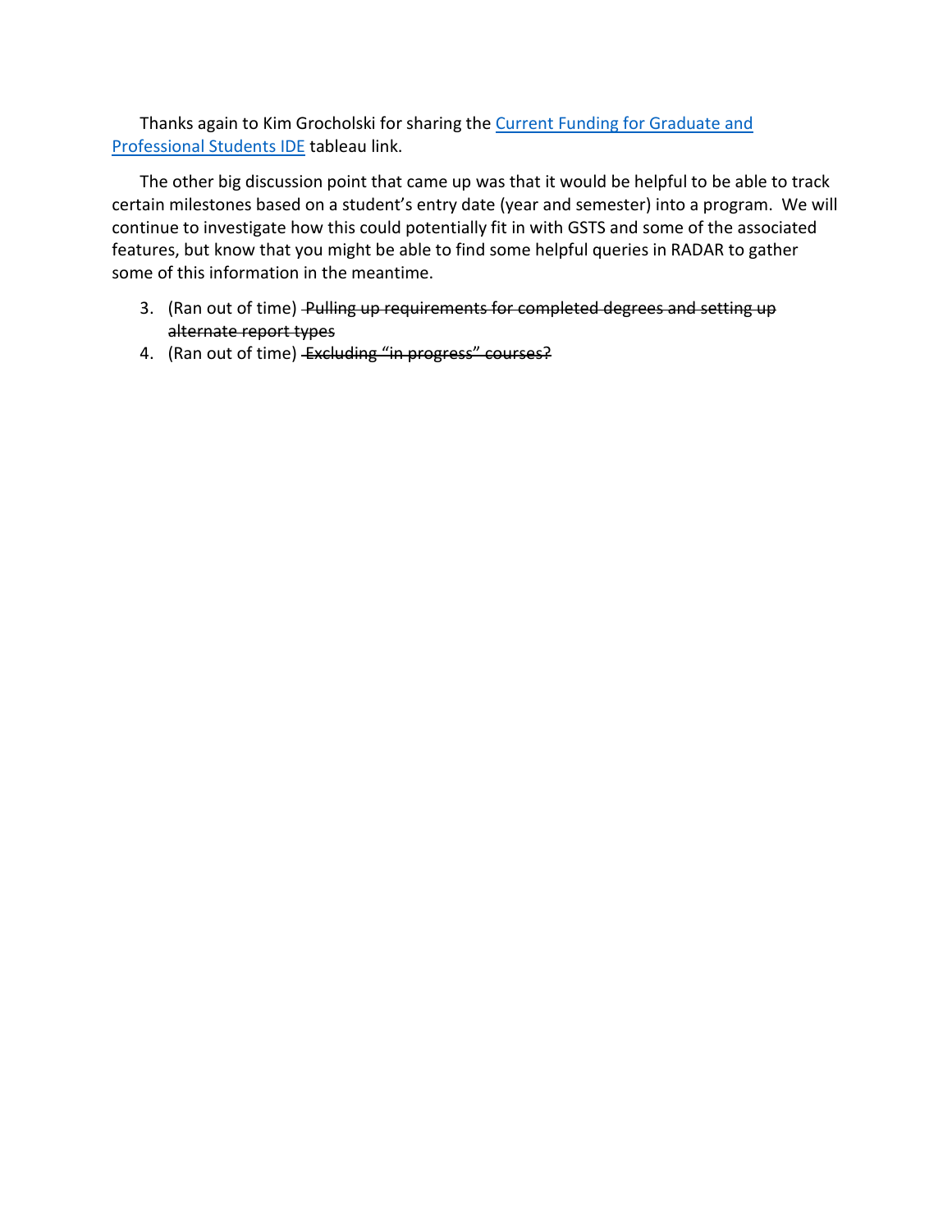Thanks again to Kim Grocholski for sharing the Current Funding for Graduate and Professional Students IDE tableau link.

The other big discussion point that came up was that it would be helpful to be able to track certain milestones based on a student's entry date (year and semester) into a program. We will continue to investigate how this could potentially fit in with GSTS and some of the associated features, but know that you might be able to find some helpful queries in RADAR to gather some of this information in the meantime.

3. (Ran out of time) ~~Pulling up requirements for completed degrees and setting up alternate report types~~
4. (Ran out of time) ~~Excluding "in progress" courses?~~